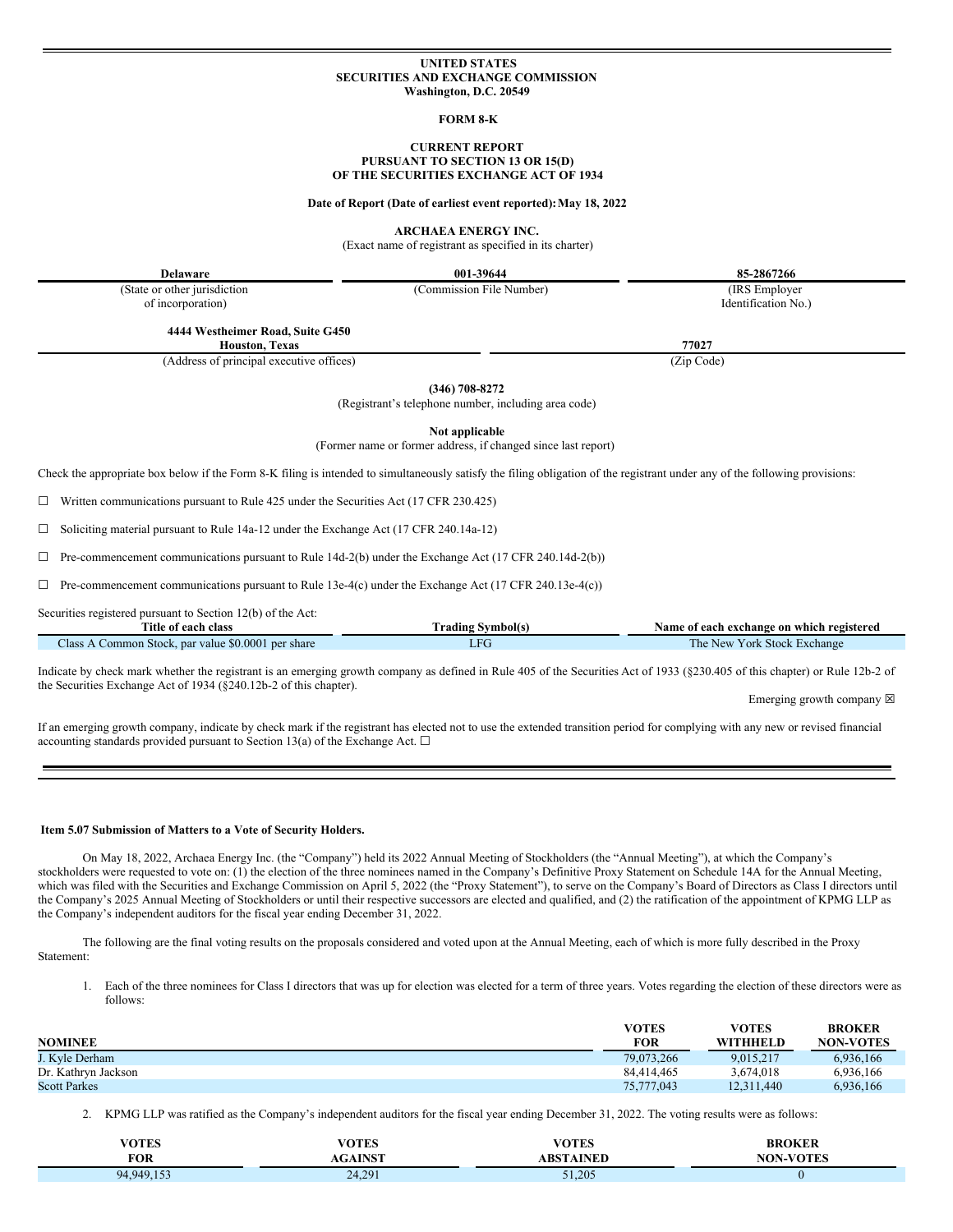# UNITED STATES
# SECURITIES AND EXCHANGE COMMISSION
Washington, D.C. 20549

## FORM 8-K

### CURRENT REPORT
### PURSUANT TO SECTION 13 OR 15(D)
### OF THE SECURITIES EXCHANGE ACT OF 1934

**Date of Report (Date of earliest event reported): May 18, 2022**

**ARCHAEA ENERGY INC.**
(Exact name of registrant as specified in its charter)

| Delaware | 001-39644 | 85-2867266 |
|---|---|---|
| (State or other jurisdiction of incorporation) | (Commission File Number) | (IRS Employer Identification No.) |

| 4444 Westheimer Road, Suite G450 Houston, Texas | 77027 |
|---|---|
| (Address of principal executive offices) | (Zip Code) |

**(346) 708-8272**
(Registrant's telephone number, including area code)

**Not applicable**
(Former name or former address, if changed since last report)

Check the appropriate box below if the Form 8-K filing is intended to simultaneously satisfy the filing obligation of the registrant under any of the following provisions:

☐ Written communications pursuant to Rule 425 under the Securities Act (17 CFR 230.425)

☐ Soliciting material pursuant to Rule 14a-12 under the Exchange Act (17 CFR 240.14a-12)

☐ Pre-commencement communications pursuant to Rule 14d-2(b) under the Exchange Act (17 CFR 240.14d-2(b))

☐ Pre-commencement communications pursuant to Rule 13e-4(c) under the Exchange Act (17 CFR 240.13e-4(c))

Securities registered pursuant to Section 12(b) of the Act:

| Title of each class | Trading Symbol(s) | Name of each exchange on which registered |
|---|---|---|
| Class A Common Stock, par value $0.0001 per share | LFG | The New York Stock Exchange |

Indicate by check mark whether the registrant is an emerging growth company as defined in Rule 405 of the Securities Act of 1933 (§230.405 of this chapter) or Rule 12b-2 of the Securities Exchange Act of 1934 (§240.12b-2 of this chapter).

Emerging growth company ☒

If an emerging growth company, indicate by check mark if the registrant has elected not to use the extended transition period for complying with any new or revised financial accounting standards provided pursuant to Section 13(a) of the Exchange Act. ☐

---

**Item 5.07 Submission of Matters to a Vote of Security Holders.**

On May 18, 2022, Archaea Energy Inc. (the "Company") held its 2022 Annual Meeting of Stockholders (the "Annual Meeting"), at which the Company's stockholders were requested to vote on: (1) the election of the three nominees named in the Company's Definitive Proxy Statement on Schedule 14A for the Annual Meeting, which was filed with the Securities and Exchange Commission on April 5, 2022 (the "Proxy Statement"), to serve on the Company's Board of Directors as Class I directors until the Company's 2025 Annual Meeting of Stockholders or until their respective successors are elected and qualified, and (2) the ratification of the appointment of KPMG LLP as the Company's independent auditors for the fiscal year ending December 31, 2022.

The following are the final voting results on the proposals considered and voted upon at the Annual Meeting, each of which is more fully described in the Proxy Statement:

1. Each of the three nominees for Class I directors that was up for election was elected for a term of three years. Votes regarding the election of these directors were as follows:

| NOMINEE | VOTES FOR | VOTES WITHHELD | BROKER NON-VOTES |
|---|---|---|---|
| J. Kyle Derham | 79,073,266 | 9,015,217 | 6,936,166 |
| Dr. Kathryn Jackson | 84,414,465 | 3,674,018 | 6,936,166 |
| Scott Parkes | 75,777,043 | 12,311,440 | 6,936,166 |

2. KPMG LLP was ratified as the Company's independent auditors for the fiscal year ending December 31, 2022. The voting results were as follows:

| VOTES FOR | VOTES AGAINST | VOTES ABSTAINED | BROKER NON-VOTES |
|---|---|---|---|
| 94,949,153 | 24,291 | 51,205 | 0 |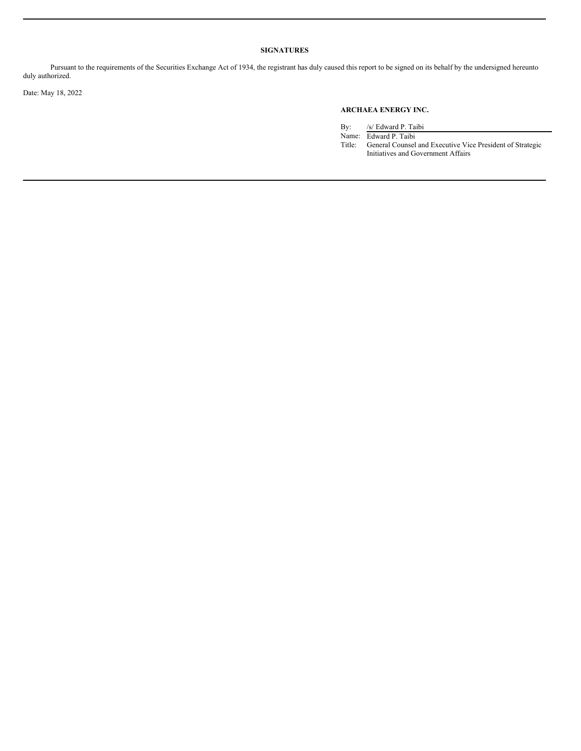**SIGNATURES**

Pursuant to the requirements of the Securities Exchange Act of 1934, the registrant has duly caused this report to be signed on its behalf by the undersigned hereunto duly authorized.

Date: May 18, 2022

**ARCHAEA ENERGY INC.**

By: /s/ Edward P. Taibi

Name: Edward P. Taibi

Title: General Counsel and Executive Vice President of Strategic Initiatives and Government Affairs